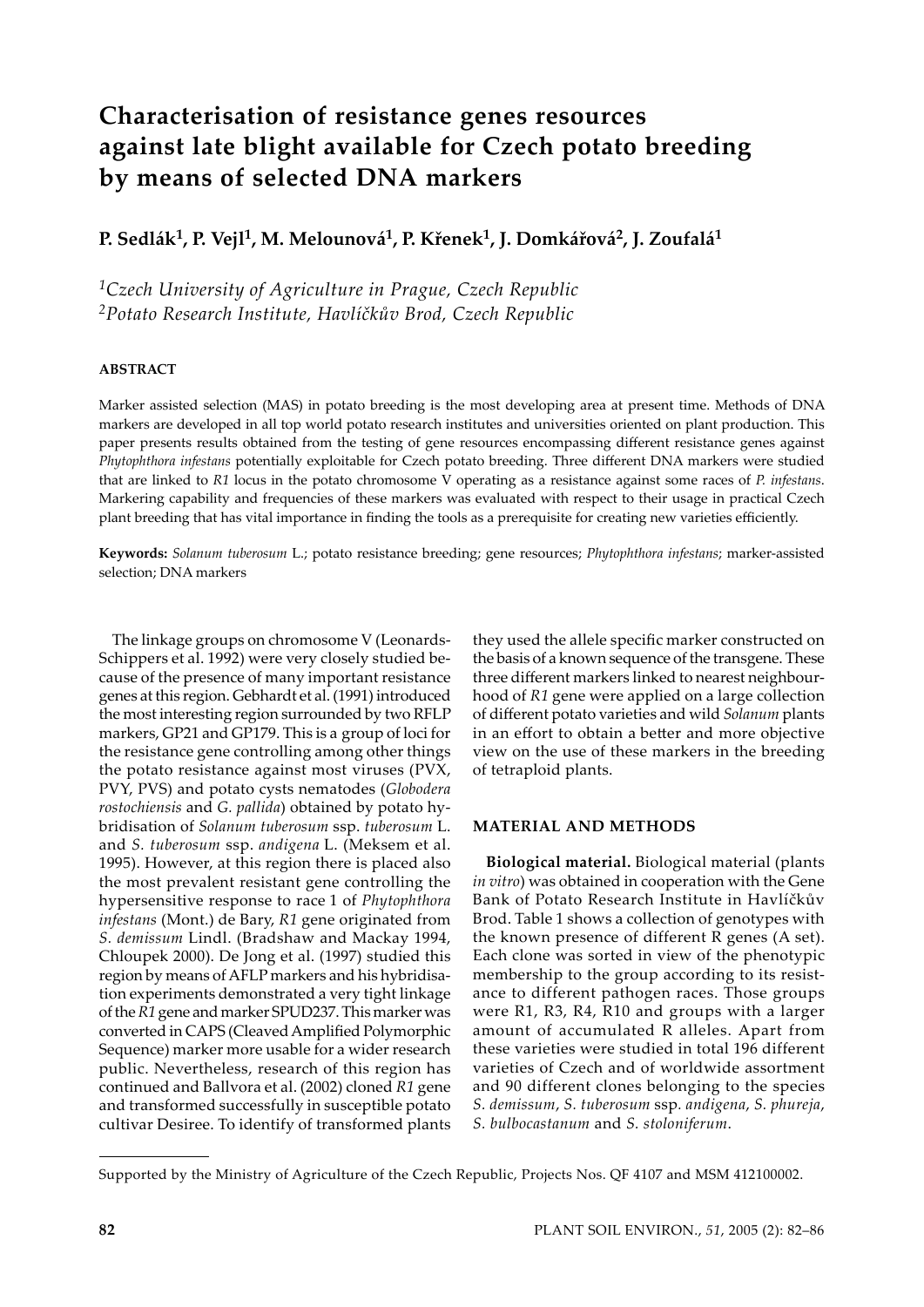# Characterisation of resistance genes resources against late blight available for Czech potato breeding by means of selected DNA markers

**P. Sedlák[1], P. Vejl[1], M. Melounová[1], P. Křenek[1], J. Domkářová[2], J. Zoufalá[1]**

[1]*Czech University of Agriculture in Prague, Czech Republic*
[2]*Potato Research Institute, Havlíčkův Brod, Czech Republic*

## ABSTRACT

Marker assisted selection (MAS) in potato breeding is the most developing area at present time. Methods of DNA markers are developed in all top world potato research institutes and universities oriented on plant production. This paper presents results obtained from the testing of gene resources encompassing different resistance genes against *Phytophthora infestans* potentially exploitable for Czech potato breeding. Three different DNA markers were studied that are linked to *R1* locus in the potato chromosome V operating as a resistance against some races of *P. infestans*. Markering capability and frequencies of these markers was evaluated with respect to their usage in practical Czech plant breeding that has vital importance in finding the tools as a prerequisite for creating new varieties efficiently.

**Keywords:** *Solanum tuberosum* L.; potato resistance breeding; gene resources; *Phytophthora infestans*; marker-assisted selection; DNA markers

The linkage groups on chromosome V (Leonards-Schippers et al. 1992) were very closely studied because of the presence of many important resistance genes at this region. Gebhardt et al. (1991) introduced the most interesting region surrounded by two RFLP markers, GP21 and GP179. This is a group of loci for the resistance gene controlling among other things the potato resistance against most viruses (PVX, PVY, PVS) and potato cysts nematodes (*Globodera rostochiensis* and *G. pallida*) obtained by potato hybridisation of *Solanum tuberosum* ssp. *tuberosum* L. and *S. tuberosum* ssp. *andigena* L. (Meksem et al. 1995). However, at this region there is placed also the most prevalent resistant gene controlling the hypersensitive response to race 1 of *Phytophthora infestans* (Mont.) de Bary, *R1* gene originated from *S. demissum* Lindl. (Bradshaw and Mackay 1994, Chloupek 2000). De Jong et al. (1997) studied this region by means of AFLP markers and his hybridisation experiments demonstrated a very tight linkage of the *R1* gene and marker SPUD237. This marker was converted in CAPS (Cleaved Amplified Polymorphic Sequence) marker more usable for a wider research public. Nevertheless, research of this region has continued and Ballvora et al. (2002) cloned *R1* gene and transformed successfully in susceptible potato cultivar Desiree. To identify of transformed plants they used the allele specific marker constructed on the basis of a known sequence of the transgene. These three different markers linked to nearest neighbourhood of *R1* gene were applied on a large collection of different potato varieties and wild *Solanum* plants in an effort to obtain a better and more objective view on the use of these markers in the breeding of tetraploid plants.

## MATERIAL AND METHODS

**Biological material.** Biological material (plants *in vitro*) was obtained in cooperation with the Gene Bank of Potato Research Institute in Havlíčkův Brod. Table 1 shows a collection of genotypes with the known presence of different R genes (A set). Each clone was sorted in view of the phenotypic membership to the group according to its resistance to different pathogen races. Those groups were R1, R3, R4, R10 and groups with a larger amount of accumulated R alleles. Apart from these varieties were studied in total 196 different varieties of Czech and of worldwide assortment and 90 different clones belonging to the species *S. demissum*, *S. tuberosum* ssp. *andigena*, *S. phureja*, *S. bulbocastanum* and *S. stoloniferum*.

Supported by the Ministry of Agriculture of the Czech Republic, Projects Nos. QF 4107 and MSM 412100002.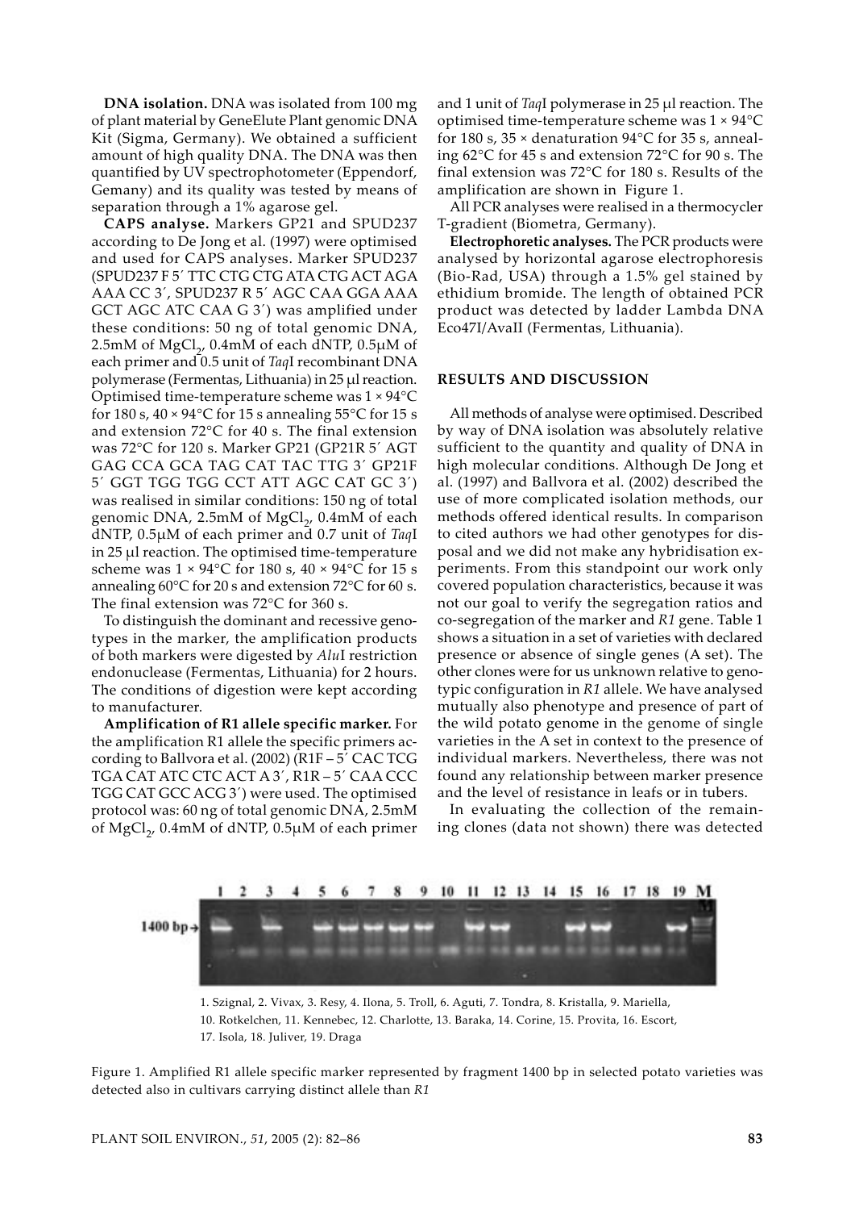**DNA isolation.** DNA was isolated from 100 mg of plant material by GeneElute Plant genomic DNA Kit (Sigma, Germany). We obtained a sufficient amount of high quality DNA. The DNA was then quantified by UV spectrophotometer (Eppendorf, Gemany) and its quality was tested by means of separation through a 1% agarose gel.

**CAPS analyse.** Markers GP21 and SPUD237 according to De Jong et al. (1997) were optimised and used for CAPS analyses. Marker SPUD237 (SPUD237 F 5´ TTC CTG CTG ATA CTG ACT AGA AAA CC 3´, SPUD237 R 5´ AGC CAA GGA AAA GCT AGC ATC CAA G 3´) was amplified under these conditions: 50 ng of total genomic DNA, 2.5mM of $MgCl_2$, 0.4mM of each dNTP, 0.5μM of each primer and 0.5 unit of *Taq*I recombinant DNA polymerase (Fermentas, Lithuania) in 25 μl reaction. Optimised time-temperature scheme was 1 × 94°C for 180 s, 40 × 94°C for 15 s annealing 55°C for 15 s and extension 72°C for 40 s. The final extension was 72°C for 120 s. Marker GP21 (GP21R 5´ AGT GAG CCA GCA TAG CAT TAC TTG 3´ GP21F 5´ GGT TGG TGG CCT ATT AGC CAT GC 3´) was realised in similar conditions: 150 ng of total genomic DNA, 2.5mM of $MgCl_2$, 0.4mM of each dNTP, 0.5μM of each primer and 0.7 unit of *Taq*I in 25 μl reaction. The optimised time-temperature scheme was 1 × 94°C for 180 s, 40 × 94°C for 15 s annealing 60°C for 20 s and extension 72°C for 60 s. The final extension was 72°C for 360 s.

To distinguish the dominant and recessive genotypes in the marker, the amplification products of both markers were digested by *Alu*I restriction endonuclease (Fermentas, Lithuania) for 2 hours. The conditions of digestion were kept according to manufacturer.

**Amplification of R1 allele specific marker.** For the amplification R1 allele the specific primers according to Ballvora et al. (2002) (R1F – 5´ CAC TCG TGA CAT ATC CTC ACT A 3´, R1R – 5´ CAA CCC TGG CAT GCC ACG 3´) were used. The optimised protocol was: 60 ng of total genomic DNA, 2.5mM of $MgCl_2$, 0.4mM of dNTP, 0.5μM of each primer and 1 unit of *Taq*I polymerase in 25 μl reaction. The optimised time-temperature scheme was 1 × 94°C for 180 s, 35 × denaturation 94°C for 35 s, annealing 62°C for 45 s and extension 72°C for 90 s. The final extension was 72°C for 180 s. Results of the amplification are shown in Figure 1.

All PCR analyses were realised in a thermocycler T-gradient (Biometra, Germany).

**Electrophoretic analyses.** The PCR products were analysed by horizontal agarose electrophoresis (Bio-Rad, USA) through a 1.5% gel stained by ethidium bromide. The length of obtained PCR product was detected by ladder Lambda DNA Eco47I/AvaII (Fermentas, Lithuania).

## RESULTS AND DISCUSSION

All methods of analyse were optimised. Described by way of DNA isolation was absolutely relative sufficient to the quantity and quality of DNA in high molecular conditions. Although De Jong et al. (1997) and Ballvora et al. (2002) described the use of more complicated isolation methods, our methods offered identical results. In comparison to cited authors we had other genotypes for disposal and we did not make any hybridisation experiments. From this standpoint our work only covered population characteristics, because it was not our goal to verify the segregation ratios and co-segregation of the marker and *R1* gene. Table 1 shows a situation in a set of varieties with declared presence or absence of single genes (A set). The other clones were for us unknown relative to genotypic configuration in *R1* allele. We have analysed mutually also phenotype and presence of part of the wild potato genome in the genome of single varieties in the A set in context to the presence of individual markers. Nevertheless, there was not found any relationship between marker presence and the level of resistance in leafs or in tubers.

In evaluating the collection of the remaining clones (data not shown) there was detected

1. Szignal, 2. Vivax, 3. Resy, 4. Ilona, 5. Troll, 6. Aguti, 7. Tondra, 8. Kristalla, 9. Mariella, 10. Rotkelchen, 11. Kennebec, 12. Charlotte, 13. Baraka, 14. Corine, 15. Provita, 16. Escort, 17. Isola, 18. Juliver, 19. Draga

Figure 1. Amplified R1 allele specific marker represented by fragment 1400 bp in selected potato varieties was detected also in cultivars carrying distinct allele than *R1*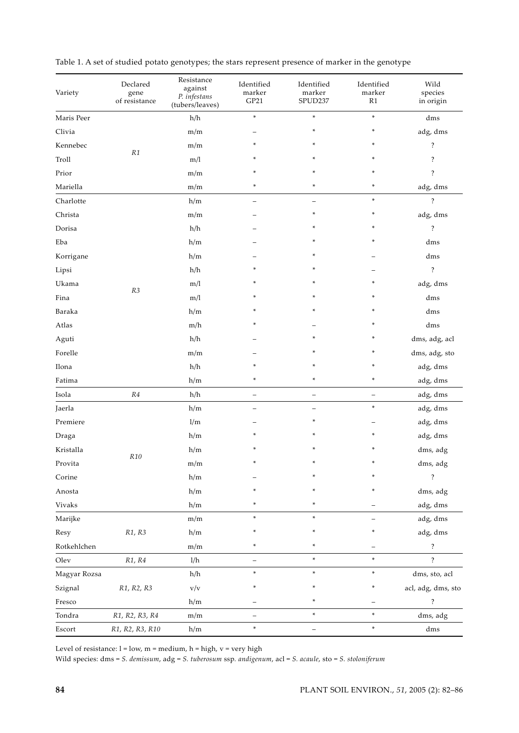Table 1. A set of studied potato genotypes; the stars represent presence of marker in the genotype

| Variety | Declared gene of resistance | Resistance against *P. infestans* (tubers/leaves) | Identified marker GP21 | Identified marker SPUD237 | Identified marker R1 | Wild species in origin |
|---|---|---|---|---|---|---|
| Maris Peer | *R1* | h/h | * | * | * | dms |
| Clivia | | m/m | – | * | * | adg, dms |
| Kennebec | | m/m | * | * | * | ? |
| Troll | | m/l | * | * | * | ? |
| Prior | | m/m | * | * | * | ? |
| Mariella | | m/m | * | * | * | adg, dms |
| Charlotte | *R3* | h/m | – | – | * | ? |
| Christa | | m/m | – | * | * | adg, dms |
| Dorisa | | h/h | – | * | * | ? |
| Eba | | h/m | – | * | * | dms |
| Korrigane | | h/m | – | * | – | dms |
| Lipsi | | h/h | * | * | – | ? |
| Ukama | | m/l | * | * | * | adg, dms |
| Fina | | m/l | * | * | * | dms |
| Baraka | | h/m | * | * | * | dms |
| Atlas | | m/h | * | – | * | dms |
| Aguti | | h/h | – | * | * | dms, adg, acl |
| Forelle | | m/m | – | * | * | dms, adg, sto |
| Ilona | | h/h | * | * | * | adg, dms |
| Fatima | | h/m | * | * | * | adg, dms |
| Isola | *R4* | h/h | – | – | – | adg, dms |
| Jaerla | *R10* | h/m | – | – | * | adg, dms |
| Premiere | | l/m | – | * | – | adg, dms |
| Draga | | h/m | * | * | * | adg, dms |
| Kristalla | | h/m | * | * | * | dms, adg |
| Provita | | m/m | * | * | * | dms, adg |
| Corine | | h/m | – | * | * | ? |
| Anosta | | h/m | * | * | * | dms, adg |
| Vivaks | | h/m | * | * | – | adg, dms |
| Marijke | *R1, R3* | m/m | * | * | – | adg, dms |
| Resy | | h/m | * | * | * | adg, dms |
| Rotkehlchen | | m/m | * | * | – | ? |
| Olev | *R1, R4* | l/h | – | * | * | ? |
| Magyar Rozsa | *R1, R2, R3* | h/h | * | * | * | dms, sto, acl |
| Szignal | | v/v | * | * | * | acl, adg, dms, sto |
| Fresco | | h/m | – | * | – | ? |
| Tondra | *R1, R2, R3, R4* | m/m | – | * | * | dms, adg |
| Escort | *R1, R2, R3, R10* | h/m | * | – | * | dms |

Level of resistance: l = low, m = medium, h = high, v = very high

Wild species: dms = *S. demissum*, adg = *S. tuberosum* ssp. *andigenum*, acl = *S. acaule*, sto = *S. stoloniferum*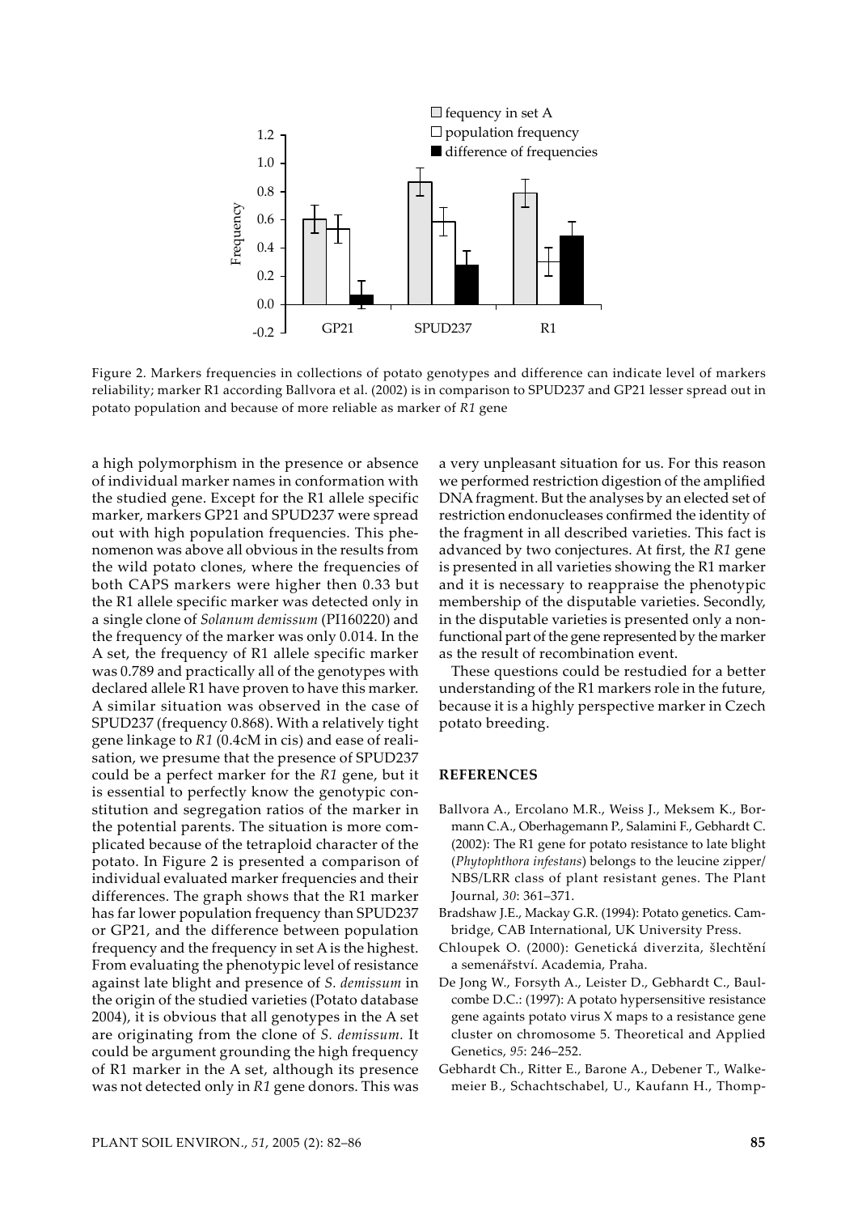Figure 2. Markers frequencies in collections of potato genotypes and difference can indicate level of markers reliability; marker R1 according Ballvora et al. (2002) is in comparison to SPUD237 and GP21 lesser spread out in potato population and because of more reliable as marker of *R1* gene

a high polymorphism in the presence or absence of individual marker names in conformation with the studied gene. Except for the R1 allele specific marker, markers GP21 and SPUD237 were spread out with high population frequencies. This phenomenon was above all obvious in the results from the wild potato clones, where the frequencies of both CAPS markers were higher then 0.33 but the R1 allele specific marker was detected only in a single clone of *Solanum demissum* (PI160220) and the frequency of the marker was only 0.014. In the A set, the frequency of R1 allele specific marker was 0.789 and practically all of the genotypes with declared allele R1 have proven to have this marker. A similar situation was observed in the case of SPUD237 (frequency 0.868). With a relatively tight gene linkage to *R1* (0.4cM in cis) and ease of realisation, we presume that the presence of SPUD237 could be a perfect marker for the *R1* gene, but it is essential to perfectly know the genotypic constitution and segregation ratios of the marker in the potential parents. The situation is more complicated because of the tetraploid character of the potato. In Figure 2 is presented a comparison of individual evaluated marker frequencies and their differences. The graph shows that the R1 marker has far lower population frequency than SPUD237 or GP21, and the difference between population frequency and the frequency in set A is the highest. From evaluating the phenotypic level of resistance against late blight and presence of *S. demissum* in the origin of the studied varieties (Potato database 2004), it is obvious that all genotypes in the A set are originating from the clone of *S. demissum*. It could be argument grounding the high frequency of R1 marker in the A set, although its presence was not detected only in *R1* gene donors. This was a very unpleasant situation for us. For this reason we performed restriction digestion of the amplified DNA fragment. But the analyses by an elected set of restriction endonucleases confirmed the identity of the fragment in all described varieties. This fact is advanced by two conjectures. At first, the *R1* gene is presented in all varieties showing the R1 marker and it is necessary to reappraise the phenotypic membership of the disputable varieties. Secondly, in the disputable varieties is presented only a nonfunctional part of the gene represented by the marker as the result of recombination event.

These questions could be restudied for a better understanding of the R1 markers role in the future, because it is a highly perspective marker in Czech potato breeding.

## REFERENCES

Ballvora A., Ercolano M.R., Weiss J., Meksem K., Bormann C.A., Oberhagemann P., Salamini F., Gebhardt C. (2002): The R1 gene for potato resistance to late blight (*Phytophthora infestans*) belongs to the leucine zipper/NBS/LRR class of plant resistant genes. The Plant Journal, *30*: 361–371.

Bradshaw J.E., Mackay G.R. (1994): Potato genetics. Cambridge, CAB International, UK University Press.

Chloupek O. (2000): Genetická diverzita, šlechtění a semenářství. Academia, Praha.

De Jong W., Forsyth A., Leister D., Gebhardt C., Baulcombe D.C.: (1997): A potato hypersensitive resistance gene againts potato virus X maps to a resistance gene cluster on chromosome 5. Theoretical and Applied Genetics, *95*: 246–252.

Gebhardt Ch., Ritter E., Barone A., Debener T., Walkemeier B., Schachtschabel, U., Kaufann H., Thomp-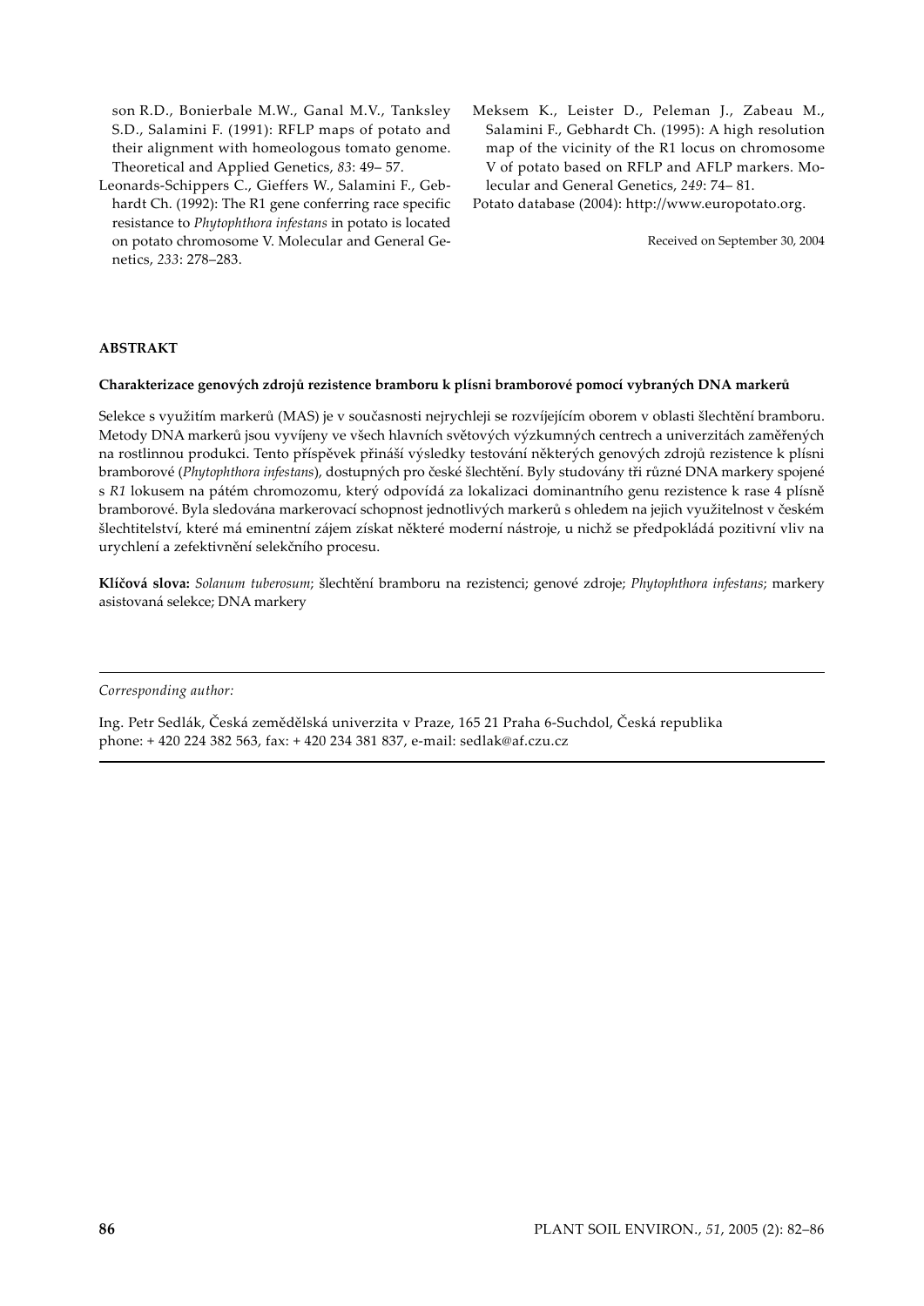son R.D., Bonierbale M.W., Ganal M.V., Tanksley S.D., Salamini F. (1991): RFLP maps of potato and their alignment with homeologous tomato genome. Theoretical and Applied Genetics, *83*: 49– 57.

Leonards-Schippers C., Gieffers W., Salamini F., Gebhardt Ch. (1992): The R1 gene conferring race specific resistance to *Phytophthora infestans* in potato is located on potato chromosome V. Molecular and General Genetics, *233*: 278–283.

Meksem K., Leister D., Peleman J., Zabeau M., Salamini F., Gebhardt Ch. (1995): A high resolution map of the vicinity of the R1 locus on chromosome V of potato based on RFLP and AFLP markers. Molecular and General Genetics, *249*: 74– 81.

Potato database (2004): http://www.europotato.org.

Received on September 30, 2004

## ABSTRAKT

**Charakterizace genových zdrojů rezistence bramboru k plísni bramborové pomocí vybraných DNA markerů**

Selekce s využitím markerů (MAS) je v současnosti nejrychleji se rozvíjejícím oborem v oblasti šlechtění bramboru. Metody DNA markerů jsou vyvíjeny ve všech hlavních světových výzkumných centrech a univerzitách zaměřených na rostlinnou produkci. Tento příspěvek přináší výsledky testování některých genových zdrojů rezistence k plísni bramborové (*Phytophthora infestans*), dostupných pro české šlechtění. Byly studovány tři různé DNA markery spojené s *R1* lokusem na pátém chromozomu, který odpovídá za lokalizaci dominantního genu rezistence k rase 4 plísně bramborové. Byla sledována markerovací schopnost jednotlivých markerů s ohledem na jejich využitelnost v českém šlechtitelství, které má eminentní zájem získat některé moderní nástroje, u nichž se předpokládá pozitivní vliv na urychlení a zefektivnění selekčního procesu.

**Klíčová slova:** *Solanum tuberosum*; šlechtění bramboru na rezistenci; genové zdroje; *Phytophthora infestans*; markery asistovaná selekce; DNA markery

*Corresponding author:*

Ing. Petr Sedlák, Česká zemědělská univerzita v Praze, 165 21 Praha 6-Suchdol, Česká republika
phone: + 420 224 382 563, fax: + 420 234 381 837, e-mail: sedlak@af.czu.cz